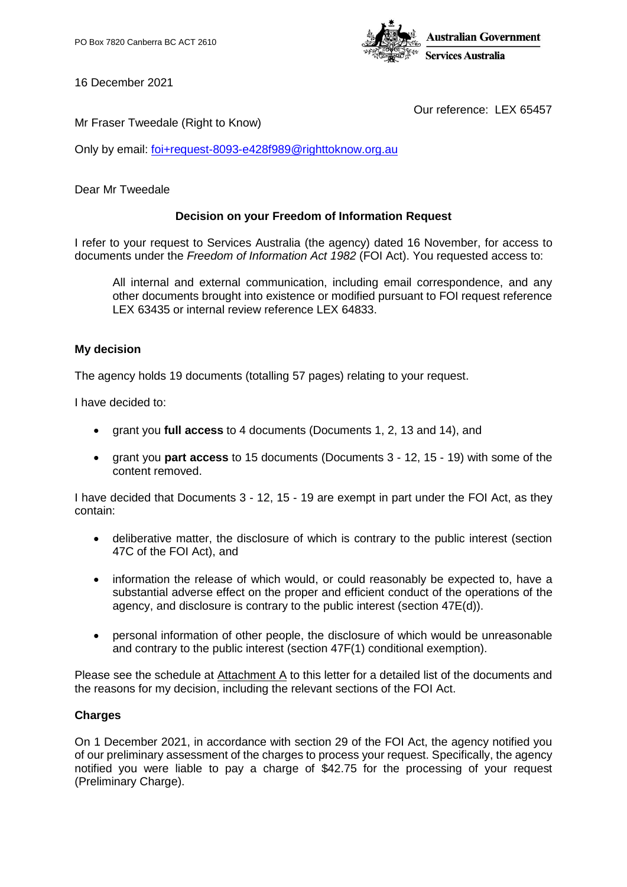PO Box 7820 Canberra BC ACT 2610

Australian Government
Services Australia

16 December 2021

Our reference: LEX 65457

Mr Fraser Tweedale (Right to Know)

Only by email: foi+request-8093-e428f989@righttoknow.org.au

Dear Mr Tweedale

**Decision on your Freedom of Information Request**

I refer to your request to Services Australia (the agency) dated 16 November, for access to documents under the *Freedom of Information Act 1982* (FOI Act). You requested access to:

> All internal and external communication, including email correspondence, and any other documents brought into existence or modified pursuant to FOI request reference LEX 63435 or internal review reference LEX 64833.

**My decision**

The agency holds 19 documents (totalling 57 pages) relating to your request.

I have decided to:

- grant you **full access** to 4 documents (Documents 1, 2, 13 and 14), and
- grant you **part access** to 15 documents (Documents 3 - 12, 15 - 19) with some of the content removed.

I have decided that Documents 3 - 12, 15 - 19 are exempt in part under the FOI Act, as they contain:

- deliberative matter, the disclosure of which is contrary to the public interest (section 47C of the FOI Act), and
- information the release of which would, or could reasonably be expected to, have a substantial adverse effect on the proper and efficient conduct of the operations of the agency, and disclosure is contrary to the public interest (section 47E(d)).
- personal information of other people, the disclosure of which would be unreasonable and contrary to the public interest (section 47F(1) conditional exemption).

Please see the schedule at Attachment A to this letter for a detailed list of the documents and the reasons for my decision, including the relevant sections of the FOI Act.

**Charges**

On 1 December 2021, in accordance with section 29 of the FOI Act, the agency notified you of our preliminary assessment of the charges to process your request. Specifically, the agency notified you were liable to pay a charge of $42.75 for the processing of your request (Preliminary Charge).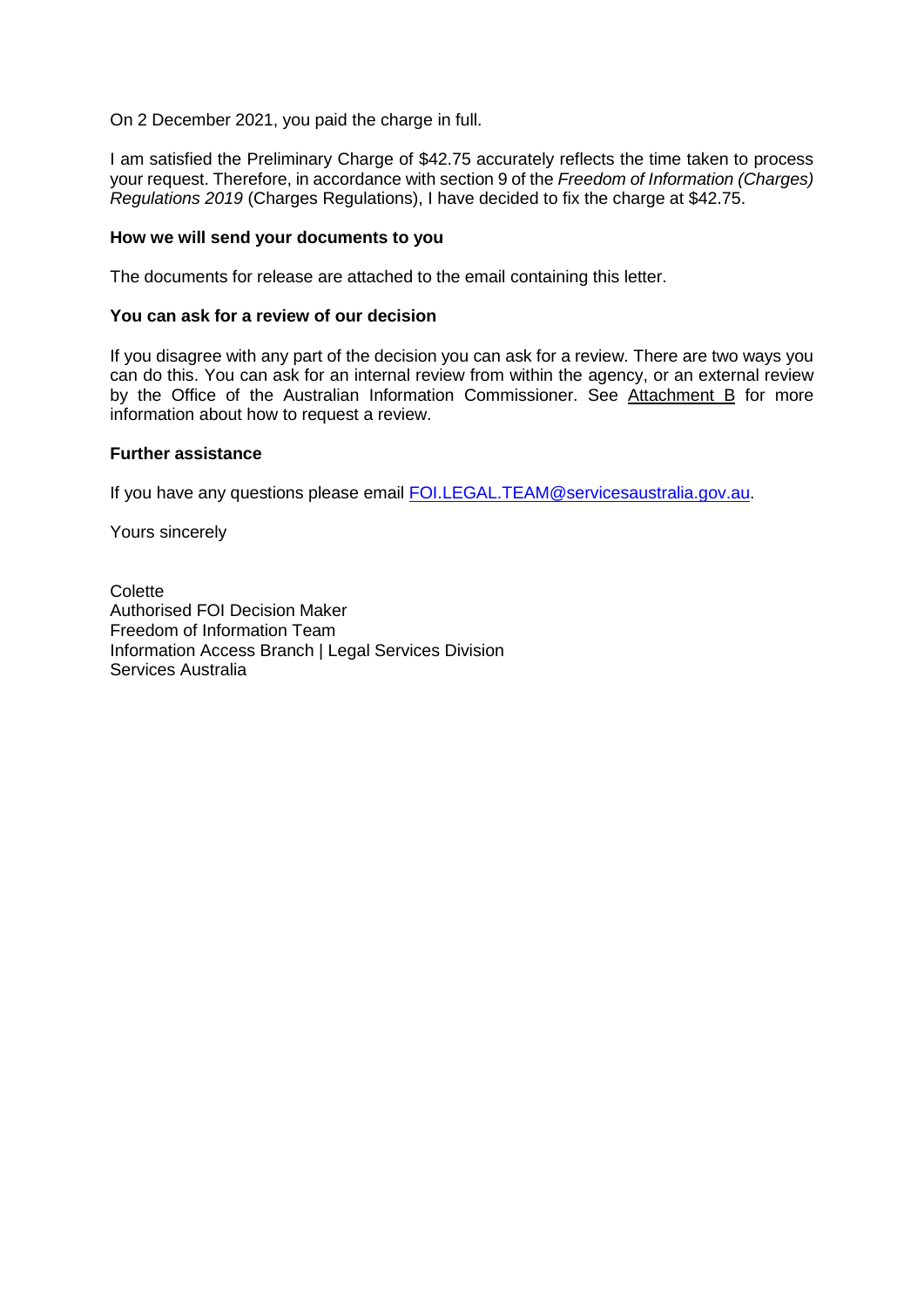On 2 December 2021, you paid the charge in full.

I am satisfied the Preliminary Charge of $42.75 accurately reflects the time taken to process your request. Therefore, in accordance with section 9 of the *Freedom of Information (Charges) Regulations 2019* (Charges Regulations), I have decided to fix the charge at $42.75.

**How we will send your documents to you**

The documents for release are attached to the email containing this letter.

**You can ask for a review of our decision**

If you disagree with any part of the decision you can ask for a review. There are two ways you can do this. You can ask for an internal review from within the agency, or an external review by the Office of the Australian Information Commissioner. See Attachment B for more information about how to request a review.

**Further assistance**

If you have any questions please email [FOI.LEGAL.TEAM@servicesaustralia.gov.au](mailto:FOI.LEGAL.TEAM@servicesaustralia.gov.au).

Yours sincerely

Colette
Authorised FOI Decision Maker
Freedom of Information Team
Information Access Branch | Legal Services Division
Services Australia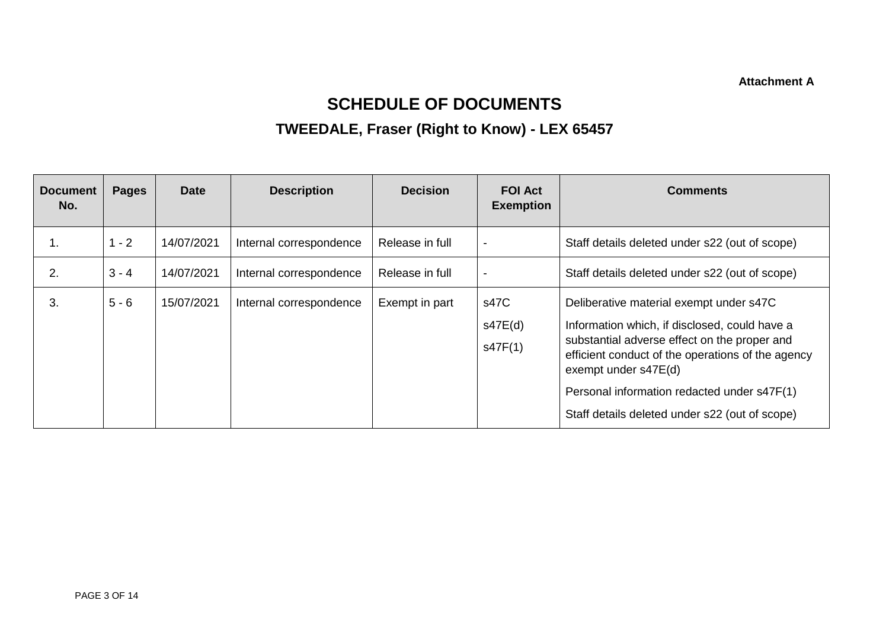**Attachment A**

# SCHEDULE OF DOCUMENTS

## TWEEDALE, Fraser (Right to Know) - LEX 65457

| Document No. | Pages | Date | Description | Decision | FOI Act Exemption | Comments |
|---|---|---|---|---|---|---|
| 1. | 1 - 2 | 14/07/2021 | Internal correspondence | Release in full | - | Staff details deleted under s22 (out of scope) |
| 2. | 3 - 4 | 14/07/2021 | Internal correspondence | Release in full | - | Staff details deleted under s22 (out of scope) |
| 3. | 5 - 6 | 15/07/2021 | Internal correspondence | Exempt in part | s47C<br>s47E(d)<br>s47F(1) | Deliberative material exempt under s47C<br>Information which, if disclosed, could have a substantial adverse effect on the proper and efficient conduct of the operations of the agency exempt under s47E(d)<br>Personal information redacted under s47F(1)<br>Staff details deleted under s22 (out of scope) |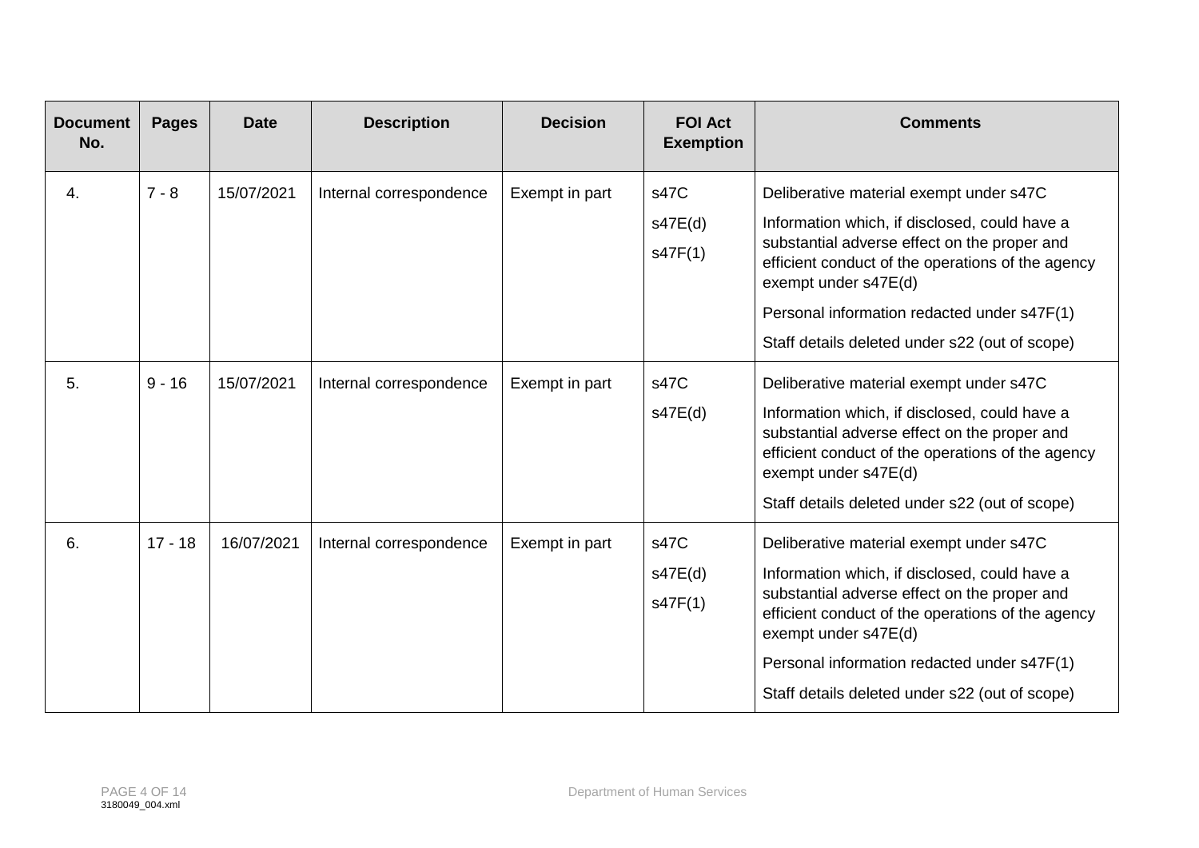| Document No. | Pages | Date | Description | Decision | FOI Act Exemption | Comments |
|---|---|---|---|---|---|---|
| 4. | 7 - 8 | 15/07/2021 | Internal correspondence | Exempt in part | s47C<br>s47E(d)<br>s47F(1) | Deliberative material exempt under s47C<br>Information which, if disclosed, could have a substantial adverse effect on the proper and efficient conduct of the operations of the agency exempt under s47E(d)<br>Personal information redacted under s47F(1)<br>Staff details deleted under s22 (out of scope) |
| 5. | 9 - 16 | 15/07/2021 | Internal correspondence | Exempt in part | s47C<br>s47E(d) | Deliberative material exempt under s47C<br>Information which, if disclosed, could have a substantial adverse effect on the proper and efficient conduct of the operations of the agency exempt under s47E(d)<br>Staff details deleted under s22 (out of scope) |
| 6. | 17 - 18 | 16/07/2021 | Internal correspondence | Exempt in part | s47C<br>s47E(d)<br>s47F(1) | Deliberative material exempt under s47C<br>Information which, if disclosed, could have a substantial adverse effect on the proper and efficient conduct of the operations of the agency exempt under s47E(d)<br>Personal information redacted under s47F(1)<br>Staff details deleted under s22 (out of scope) |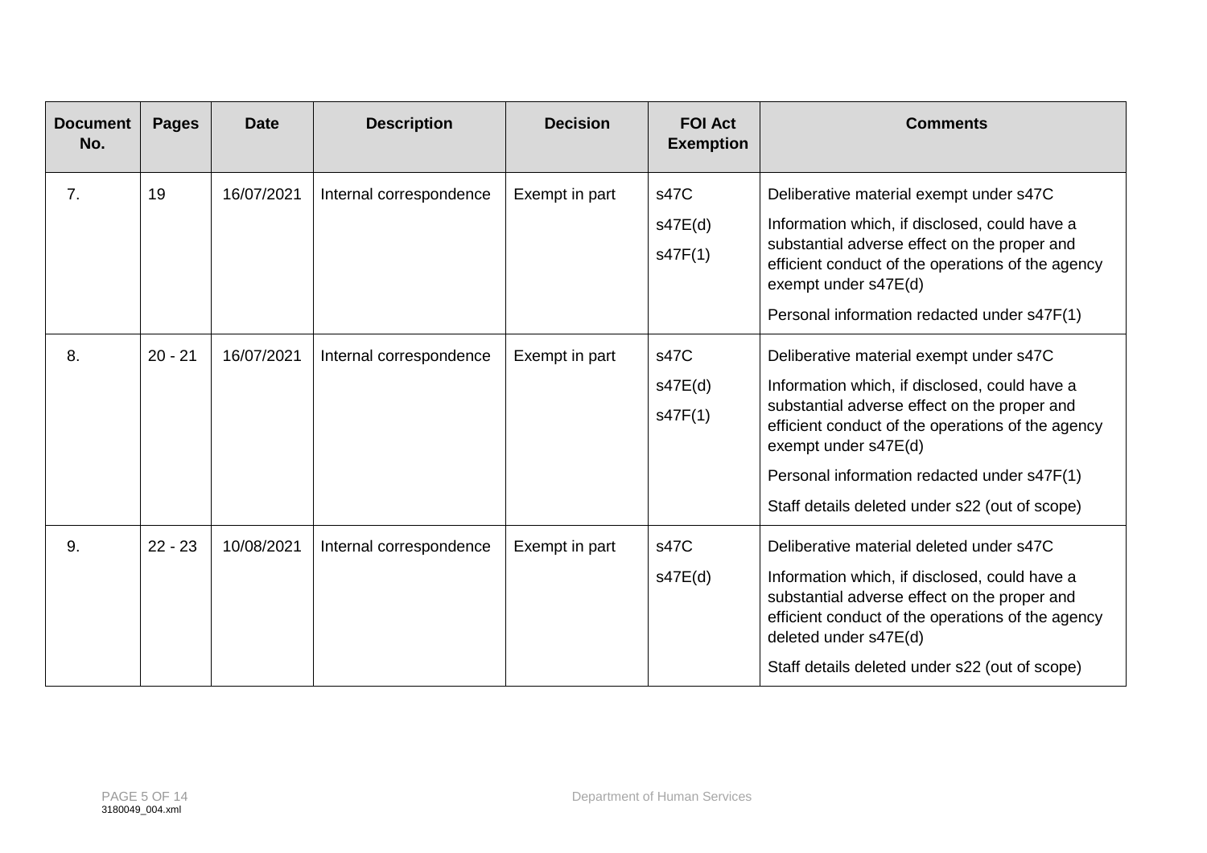| Document No. | Pages | Date | Description | Decision | FOI Act Exemption | Comments |
|---|---|---|---|---|---|---|
| 7. | 19 | 16/07/2021 | Internal correspondence | Exempt in part | s47C<br>s47E(d)<br>s47F(1) | Deliberative material exempt under s47C<br>Information which, if disclosed, could have a substantial adverse effect on the proper and efficient conduct of the operations of the agency exempt under s47E(d)<br>Personal information redacted under s47F(1) |
| 8. | 20 - 21 | 16/07/2021 | Internal correspondence | Exempt in part | s47C<br>s47E(d)<br>s47F(1) | Deliberative material exempt under s47C<br>Information which, if disclosed, could have a substantial adverse effect on the proper and efficient conduct of the operations of the agency exempt under s47E(d)<br>Personal information redacted under s47F(1)<br>Staff details deleted under s22 (out of scope) |
| 9. | 22 - 23 | 10/08/2021 | Internal correspondence | Exempt in part | s47C<br>s47E(d) | Deliberative material deleted under s47C<br>Information which, if disclosed, could have a substantial adverse effect on the proper and efficient conduct of the operations of the agency deleted under s47E(d)<br>Staff details deleted under s22 (out of scope) |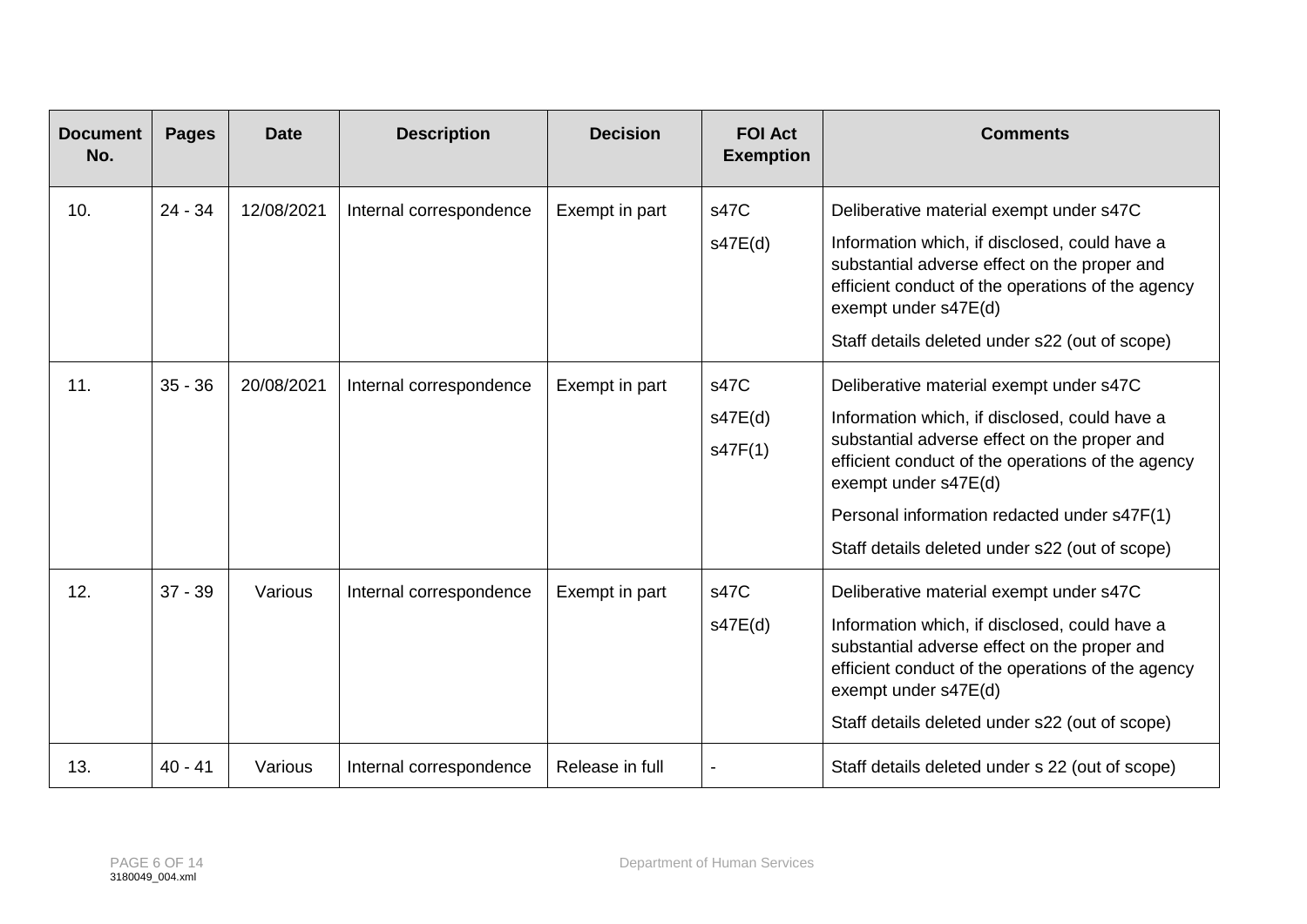| Document No. | Pages | Date | Description | Decision | FOI Act Exemption | Comments |
|---|---|---|---|---|---|---|
| 10. | 24 - 34 | 12/08/2021 | Internal correspondence | Exempt in part | s47C<br>s47E(d) | Deliberative material exempt under s47C<br>Information which, if disclosed, could have a substantial adverse effect on the proper and efficient conduct of the operations of the agency exempt under s47E(d)<br>Staff details deleted under s22 (out of scope) |
| 11. | 35 - 36 | 20/08/2021 | Internal correspondence | Exempt in part | s47C<br>s47E(d)<br>s47F(1) | Deliberative material exempt under s47C<br>Information which, if disclosed, could have a substantial adverse effect on the proper and efficient conduct of the operations of the agency exempt under s47E(d)<br>Personal information redacted under s47F(1)<br>Staff details deleted under s22 (out of scope) |
| 12. | 37 - 39 | Various | Internal correspondence | Exempt in part | s47C<br>s47E(d) | Deliberative material exempt under s47C<br>Information which, if disclosed, could have a substantial adverse effect on the proper and efficient conduct of the operations of the agency exempt under s47E(d)<br>Staff details deleted under s22 (out of scope) |
| 13. | 40 - 41 | Various | Internal correspondence | Release in full | - | Staff details deleted under s 22 (out of scope) |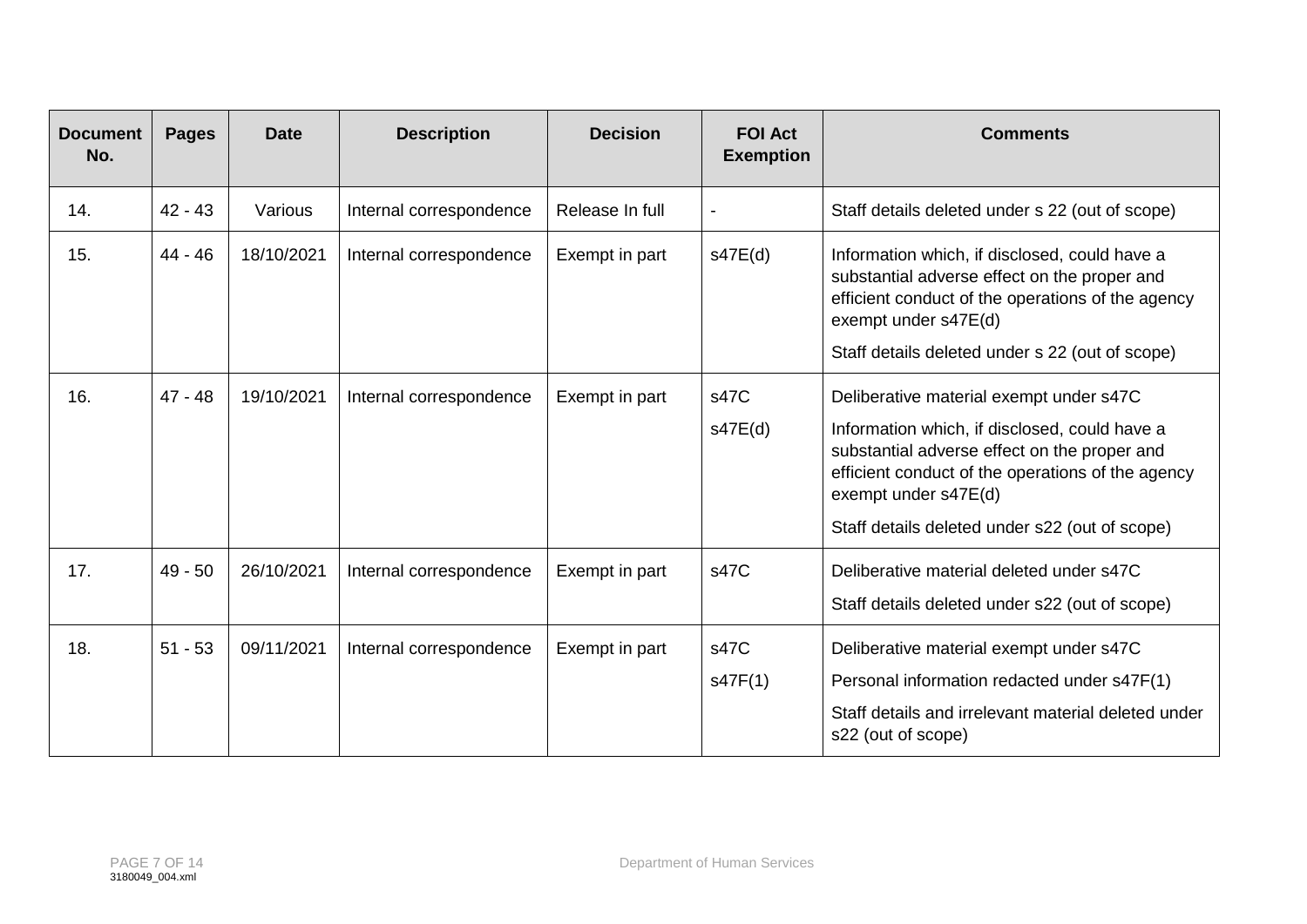| Document No. | Pages | Date | Description | Decision | FOI Act Exemption | Comments |
|---|---|---|---|---|---|---|
| 14. | 42 - 43 | Various | Internal correspondence | Release In full | - | Staff details deleted under s 22 (out of scope) |
| 15. | 44 - 46 | 18/10/2021 | Internal correspondence | Exempt in part | s47E(d) | Information which, if disclosed, could have a substantial adverse effect on the proper and efficient conduct of the operations of the agency exempt under s47E(d)<br><br>Staff details deleted under s 22 (out of scope) |
| 16. | 47 - 48 | 19/10/2021 | Internal correspondence | Exempt in part | s47C<br><br>s47E(d) | Deliberative material exempt under s47C<br><br>Information which, if disclosed, could have a substantial adverse effect on the proper and efficient conduct of the operations of the agency exempt under s47E(d)<br><br>Staff details deleted under s22 (out of scope) |
| 17. | 49 - 50 | 26/10/2021 | Internal correspondence | Exempt in part | s47C | Deliberative material deleted under s47C<br><br>Staff details deleted under s22 (out of scope) |
| 18. | 51 - 53 | 09/11/2021 | Internal correspondence | Exempt in part | s47C<br><br>s47F(1) | Deliberative material exempt under s47C<br><br>Personal information redacted under s47F(1)<br><br>Staff details and irrelevant material deleted under s22 (out of scope) |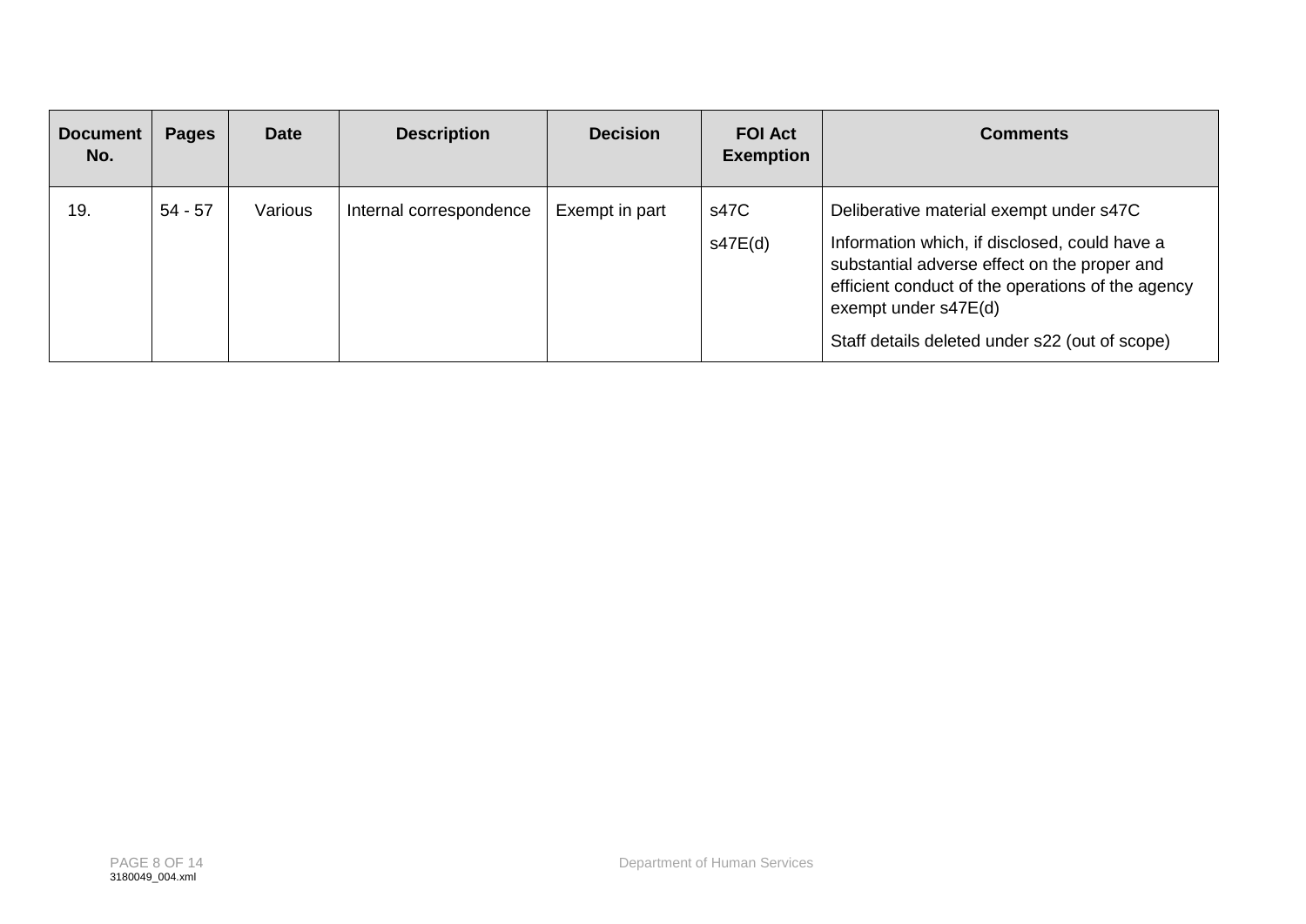| Document No. | Pages | Date | Description | Decision | FOI Act Exemption | Comments |
|---|---|---|---|---|---|---|
| 19. | 54 - 57 | Various | Internal correspondence | Exempt in part | s47C<br>s47E(d) | Deliberative material exempt under s47C<br>Information which, if disclosed, could have a substantial adverse effect on the proper and efficient conduct of the operations of the agency exempt under s47E(d)<br>Staff details deleted under s22 (out of scope) |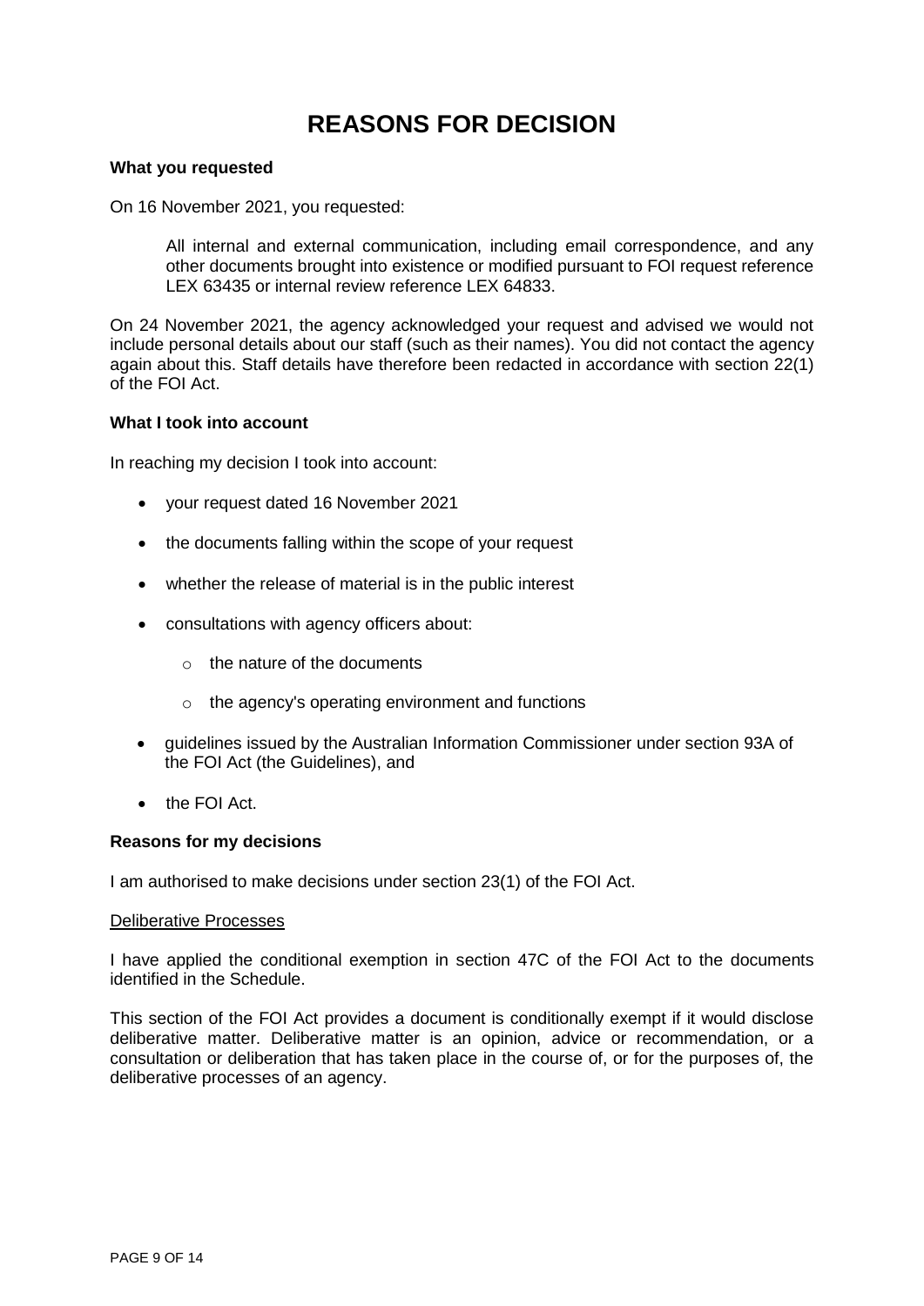# REASONS FOR DECISION

**What you requested**

On 16 November 2021, you requested:

> All internal and external communication, including email correspondence, and any other documents brought into existence or modified pursuant to FOI request reference LEX 63435 or internal review reference LEX 64833.

On 24 November 2021, the agency acknowledged your request and advised we would not include personal details about our staff (such as their names). You did not contact the agency again about this. Staff details have therefore been redacted in accordance with section 22(1) of the FOI Act.

**What I took into account**

In reaching my decision I took into account:

- your request dated 16 November 2021
- the documents falling within the scope of your request
- whether the release of material is in the public interest
- consultations with agency officers about:
  - the nature of the documents
  - the agency's operating environment and functions
- guidelines issued by the Australian Information Commissioner under section 93A of the FOI Act (the Guidelines), and
- the FOI Act.

**Reasons for my decisions**

I am authorised to make decisions under section 23(1) of the FOI Act.

Deliberative Processes

I have applied the conditional exemption in section 47C of the FOI Act to the documents identified in the Schedule.

This section of the FOI Act provides a document is conditionally exempt if it would disclose deliberative matter. Deliberative matter is an opinion, advice or recommendation, or a consultation or deliberation that has taken place in the course of, or for the purposes of, the deliberative processes of an agency.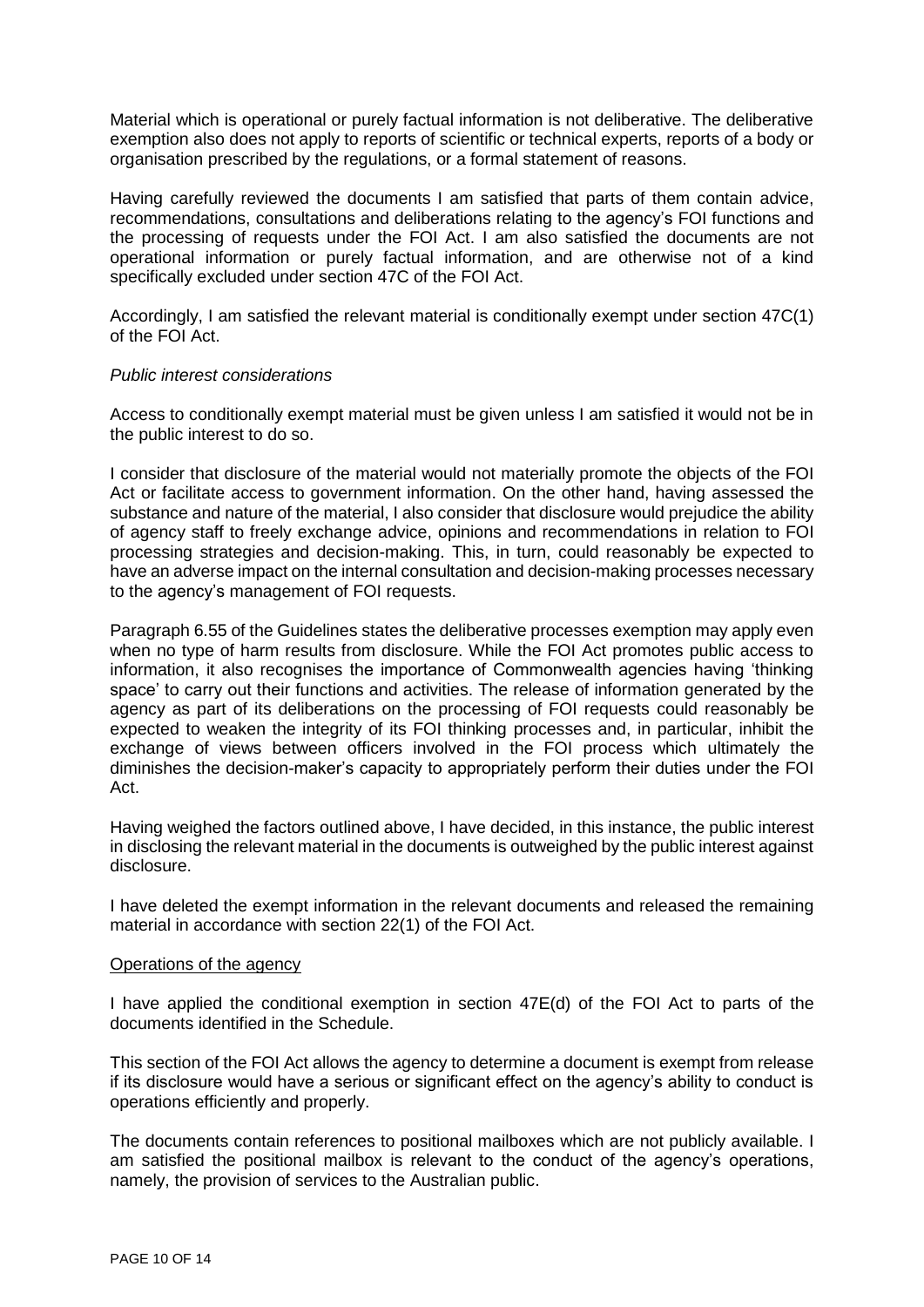Material which is operational or purely factual information is not deliberative. The deliberative exemption also does not apply to reports of scientific or technical experts, reports of a body or organisation prescribed by the regulations, or a formal statement of reasons.

Having carefully reviewed the documents I am satisfied that parts of them contain advice, recommendations, consultations and deliberations relating to the agency's FOI functions and the processing of requests under the FOI Act. I am also satisfied the documents are not operational information or purely factual information, and are otherwise not of a kind specifically excluded under section 47C of the FOI Act.

Accordingly, I am satisfied the relevant material is conditionally exempt under section 47C(1) of the FOI Act.

*Public interest considerations*

Access to conditionally exempt material must be given unless I am satisfied it would not be in the public interest to do so.

I consider that disclosure of the material would not materially promote the objects of the FOI Act or facilitate access to government information. On the other hand, having assessed the substance and nature of the material, I also consider that disclosure would prejudice the ability of agency staff to freely exchange advice, opinions and recommendations in relation to FOI processing strategies and decision-making. This, in turn, could reasonably be expected to have an adverse impact on the internal consultation and decision-making processes necessary to the agency's management of FOI requests.

Paragraph 6.55 of the Guidelines states the deliberative processes exemption may apply even when no type of harm results from disclosure. While the FOI Act promotes public access to information, it also recognises the importance of Commonwealth agencies having 'thinking space' to carry out their functions and activities. The release of information generated by the agency as part of its deliberations on the processing of FOI requests could reasonably be expected to weaken the integrity of its FOI thinking processes and, in particular, inhibit the exchange of views between officers involved in the FOI process which ultimately the diminishes the decision-maker's capacity to appropriately perform their duties under the FOI Act.

Having weighed the factors outlined above, I have decided, in this instance, the public interest in disclosing the relevant material in the documents is outweighed by the public interest against disclosure.

I have deleted the exempt information in the relevant documents and released the remaining material in accordance with section 22(1) of the FOI Act.

<u>Operations of the agency</u>

I have applied the conditional exemption in section 47E(d) of the FOI Act to parts of the documents identified in the Schedule.

This section of the FOI Act allows the agency to determine a document is exempt from release if its disclosure would have a serious or significant effect on the agency's ability to conduct is operations efficiently and properly.

The documents contain references to positional mailboxes which are not publicly available. I am satisfied the positional mailbox is relevant to the conduct of the agency's operations, namely, the provision of services to the Australian public.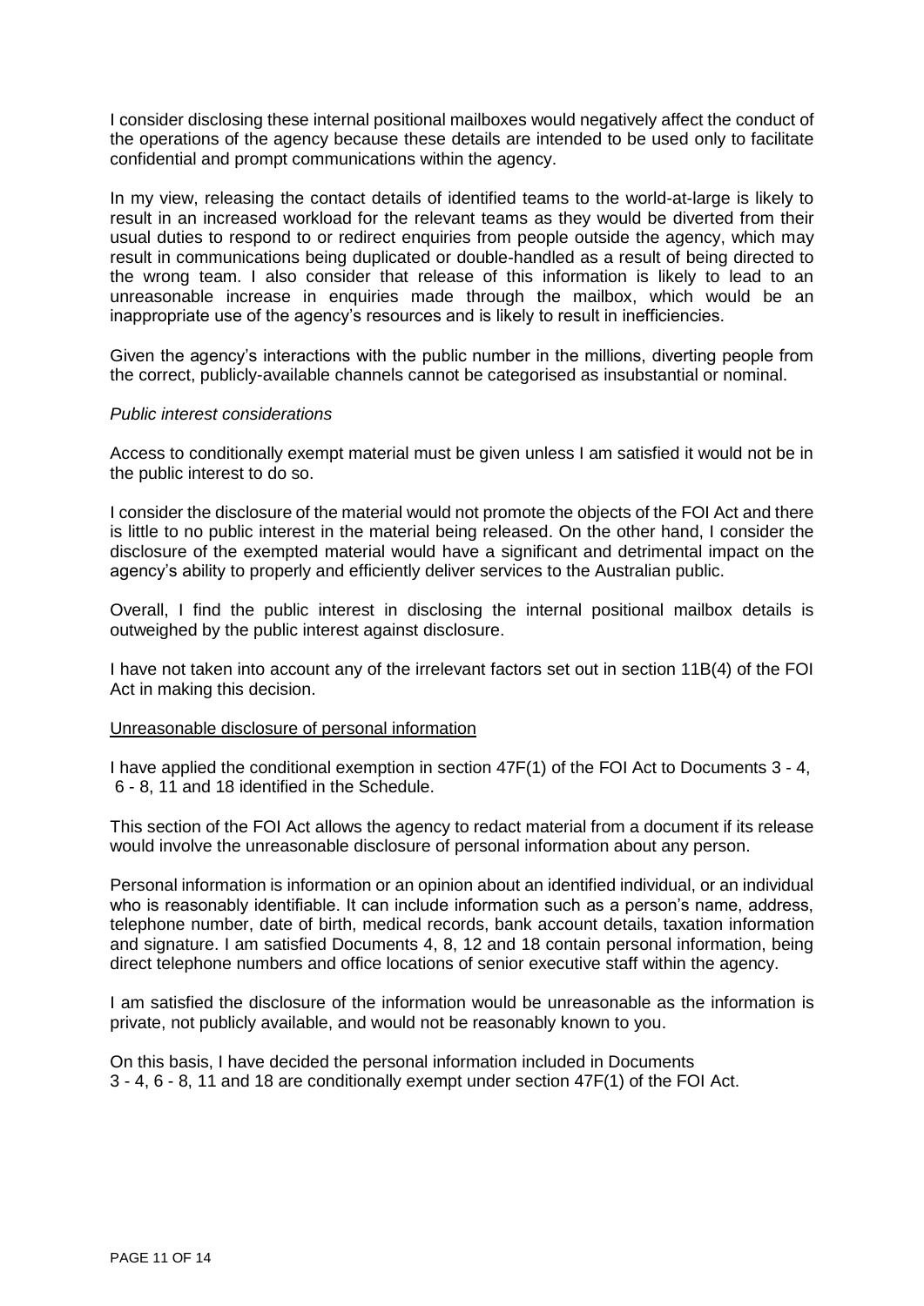I consider disclosing these internal positional mailboxes would negatively affect the conduct of the operations of the agency because these details are intended to be used only to facilitate confidential and prompt communications within the agency.

In my view, releasing the contact details of identified teams to the world-at-large is likely to result in an increased workload for the relevant teams as they would be diverted from their usual duties to respond to or redirect enquiries from people outside the agency, which may result in communications being duplicated or double-handled as a result of being directed to the wrong team. I also consider that release of this information is likely to lead to an unreasonable increase in enquiries made through the mailbox, which would be an inappropriate use of the agency's resources and is likely to result in inefficiencies.

Given the agency's interactions with the public number in the millions, diverting people from the correct, publicly-available channels cannot be categorised as insubstantial or nominal.

*Public interest considerations*

Access to conditionally exempt material must be given unless I am satisfied it would not be in the public interest to do so.

I consider the disclosure of the material would not promote the objects of the FOI Act and there is little to no public interest in the material being released. On the other hand, I consider the disclosure of the exempted material would have a significant and detrimental impact on the agency's ability to properly and efficiently deliver services to the Australian public.

Overall, I find the public interest in disclosing the internal positional mailbox details is outweighed by the public interest against disclosure.

I have not taken into account any of the irrelevant factors set out in section 11B(4) of the FOI Act in making this decision.

<u>Unreasonable disclosure of personal information</u>

I have applied the conditional exemption in section 47F(1) of the FOI Act to Documents 3 - 4, 6 - 8, 11 and 18 identified in the Schedule.

This section of the FOI Act allows the agency to redact material from a document if its release would involve the unreasonable disclosure of personal information about any person.

Personal information is information or an opinion about an identified individual, or an individual who is reasonably identifiable. It can include information such as a person's name, address, telephone number, date of birth, medical records, bank account details, taxation information and signature. I am satisfied Documents 4, 8, 12 and 18 contain personal information, being direct telephone numbers and office locations of senior executive staff within the agency.

I am satisfied the disclosure of the information would be unreasonable as the information is private, not publicly available, and would not be reasonably known to you.

On this basis, I have decided the personal information included in Documents 3 - 4, 6 - 8, 11 and 18 are conditionally exempt under section 47F(1) of the FOI Act.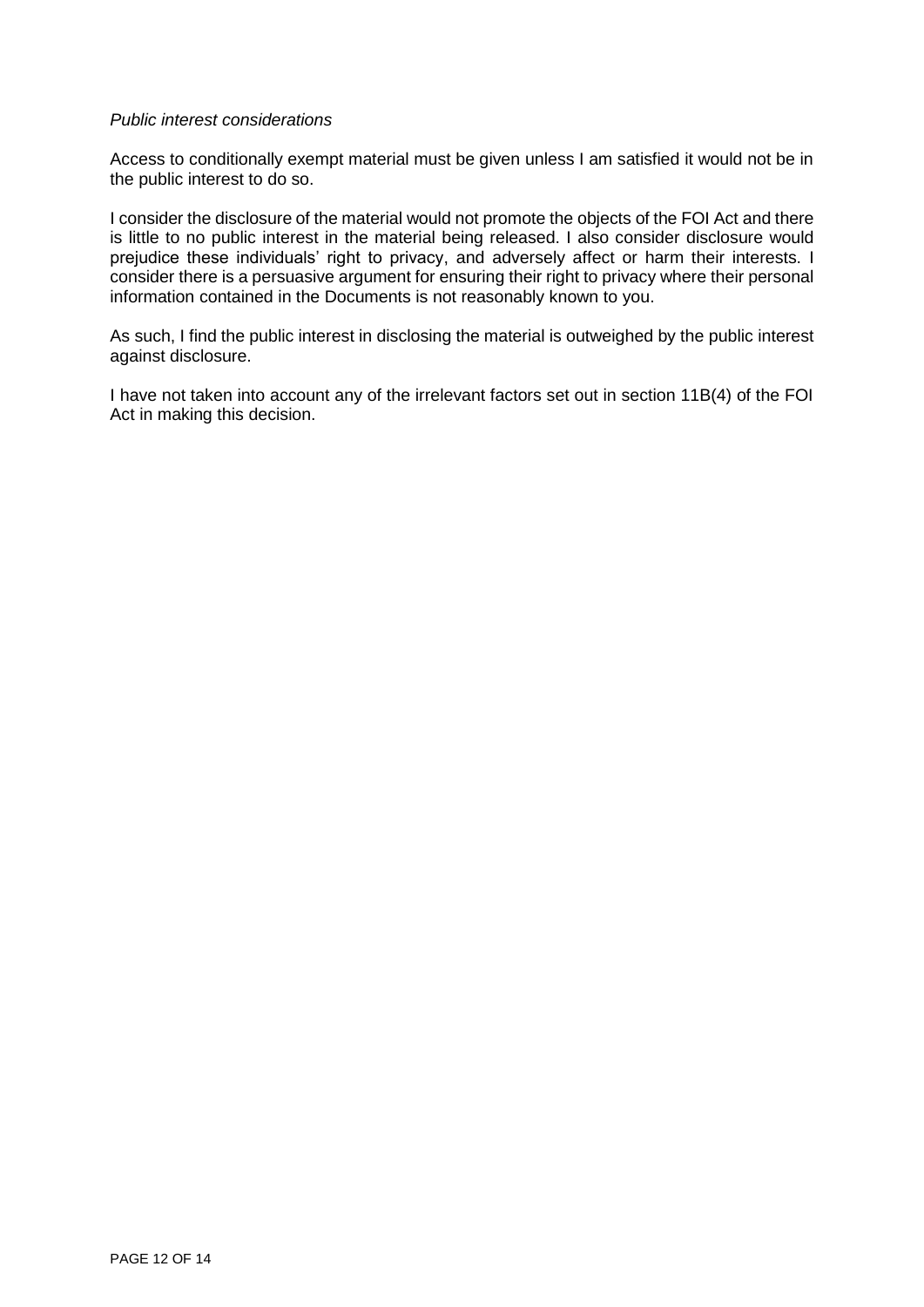*Public interest considerations*

Access to conditionally exempt material must be given unless I am satisfied it would not be in the public interest to do so.

I consider the disclosure of the material would not promote the objects of the FOI Act and there is little to no public interest in the material being released. I also consider disclosure would prejudice these individuals' right to privacy, and adversely affect or harm their interests. I consider there is a persuasive argument for ensuring their right to privacy where their personal information contained in the Documents is not reasonably known to you.

As such, I find the public interest in disclosing the material is outweighed by the public interest against disclosure.

I have not taken into account any of the irrelevant factors set out in section 11B(4) of the FOI Act in making this decision.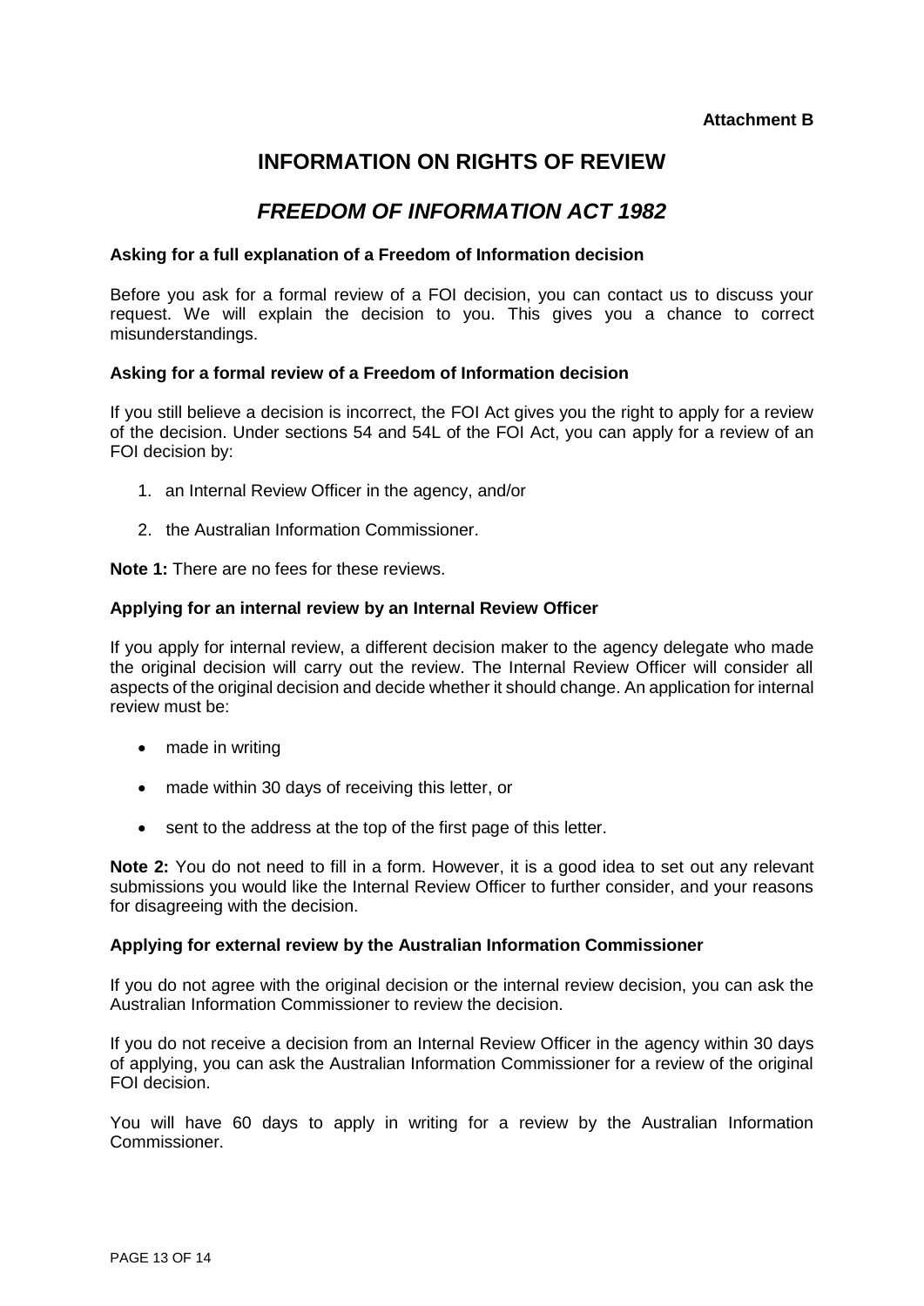**Attachment B**

# INFORMATION ON RIGHTS OF REVIEW

## *FREEDOM OF INFORMATION ACT 1982*

### Asking for a full explanation of a Freedom of Information decision

Before you ask for a formal review of a FOI decision, you can contact us to discuss your request. We will explain the decision to you. This gives you a chance to correct misunderstandings.

### Asking for a formal review of a Freedom of Information decision

If you still believe a decision is incorrect, the FOI Act gives you the right to apply for a review of the decision. Under sections 54 and 54L of the FOI Act, you can apply for a review of an FOI decision by:

1. an Internal Review Officer in the agency, and/or
2. the Australian Information Commissioner.

**Note 1:** There are no fees for these reviews.

### Applying for an internal review by an Internal Review Officer

If you apply for internal review, a different decision maker to the agency delegate who made the original decision will carry out the review. The Internal Review Officer will consider all aspects of the original decision and decide whether it should change. An application for internal review must be:

- made in writing
- made within 30 days of receiving this letter, or
- sent to the address at the top of the first page of this letter.

**Note 2:** You do not need to fill in a form. However, it is a good idea to set out any relevant submissions you would like the Internal Review Officer to further consider, and your reasons for disagreeing with the decision.

### Applying for external review by the Australian Information Commissioner

If you do not agree with the original decision or the internal review decision, you can ask the Australian Information Commissioner to review the decision.

If you do not receive a decision from an Internal Review Officer in the agency within 30 days of applying, you can ask the Australian Information Commissioner for a review of the original FOI decision.

You will have 60 days to apply in writing for a review by the Australian Information Commissioner.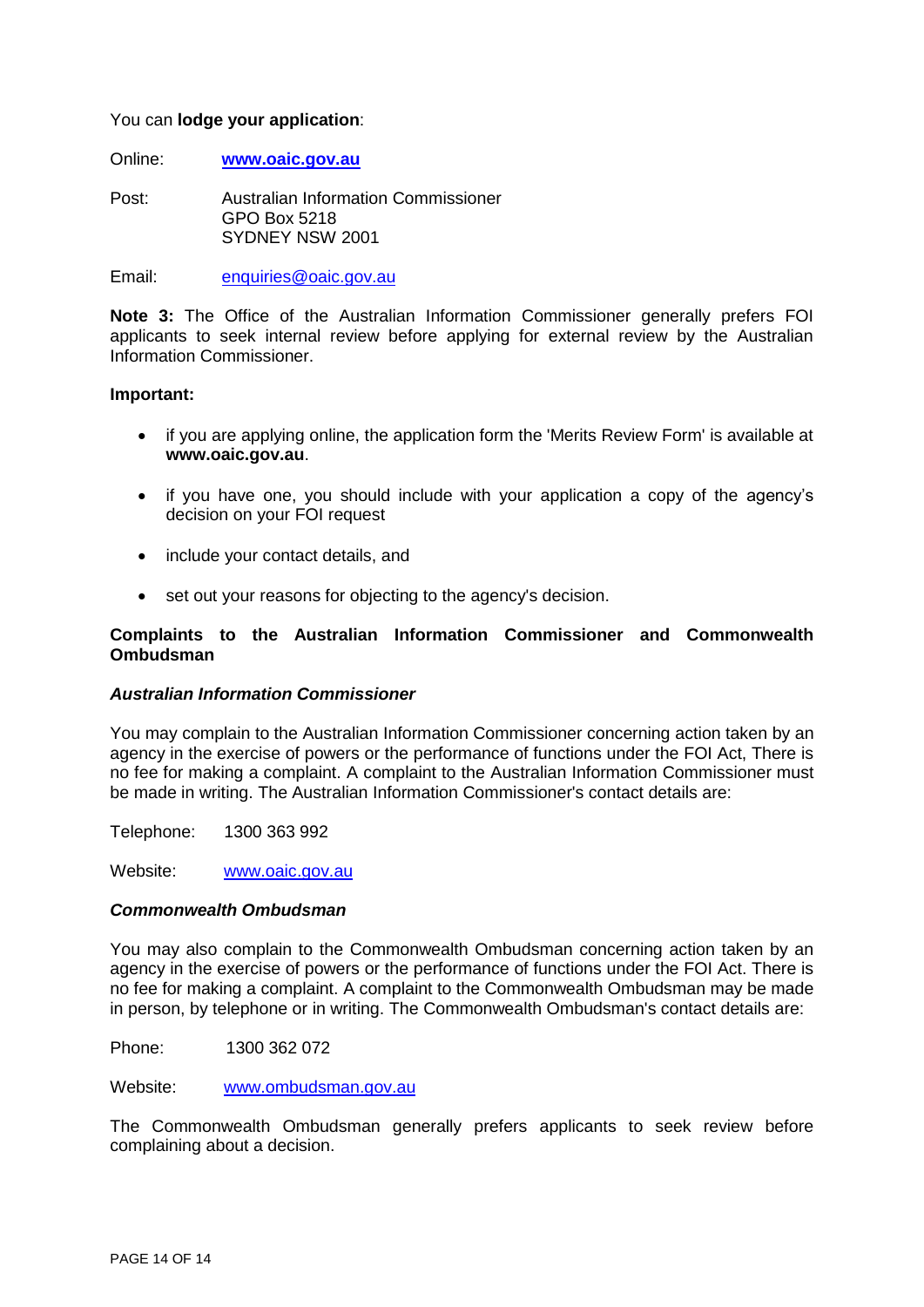You can **lodge your application**:

Online: **www.oaic.gov.au**

Post: Australian Information Commissioner
GPO Box 5218
SYDNEY NSW 2001

Email: enquiries@oaic.gov.au

**Note 3:** The Office of the Australian Information Commissioner generally prefers FOI applicants to seek internal review before applying for external review by the Australian Information Commissioner.

**Important:**

- if you are applying online, the application form the 'Merits Review Form' is available at **www.oaic.gov.au**.
- if you have one, you should include with your application a copy of the agency's decision on your FOI request
- include your contact details, and
- set out your reasons for objecting to the agency's decision.

**Complaints to the Australian Information Commissioner and Commonwealth Ombudsman**

***Australian Information Commissioner***

You may complain to the Australian Information Commissioner concerning action taken by an agency in the exercise of powers or the performance of functions under the FOI Act, There is no fee for making a complaint. A complaint to the Australian Information Commissioner must be made in writing. The Australian Information Commissioner's contact details are:

Telephone: 1300 363 992

Website: www.oaic.gov.au

***Commonwealth Ombudsman***

You may also complain to the Commonwealth Ombudsman concerning action taken by an agency in the exercise of powers or the performance of functions under the FOI Act. There is no fee for making a complaint. A complaint to the Commonwealth Ombudsman may be made in person, by telephone or in writing. The Commonwealth Ombudsman's contact details are:

Phone: 1300 362 072

Website: www.ombudsman.gov.au

The Commonwealth Ombudsman generally prefers applicants to seek review before complaining about a decision.